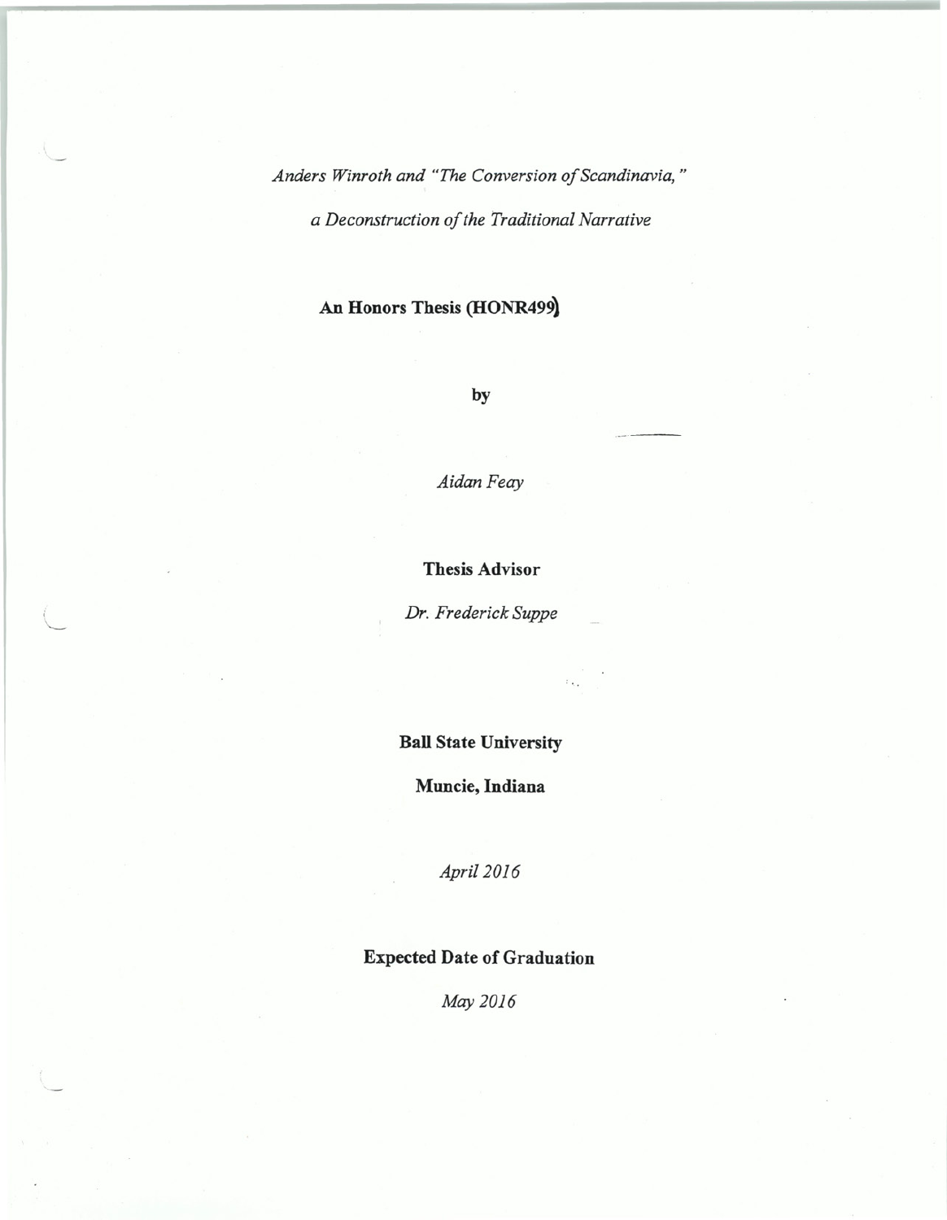*Anders Winroth and "The Conversion of Scandinavia,"*

*a Deconstruction of the Traditional Narrative*

**An Honors Thesis (HONR499)**

**by**

*Aidan Feay*

**Thesis Advisor**

*Dr. Frederick Suppe*

**Ball State University**

**Muncie, Indiana**

*April 2016*

**Expected Date of Graduation**

*May 2016*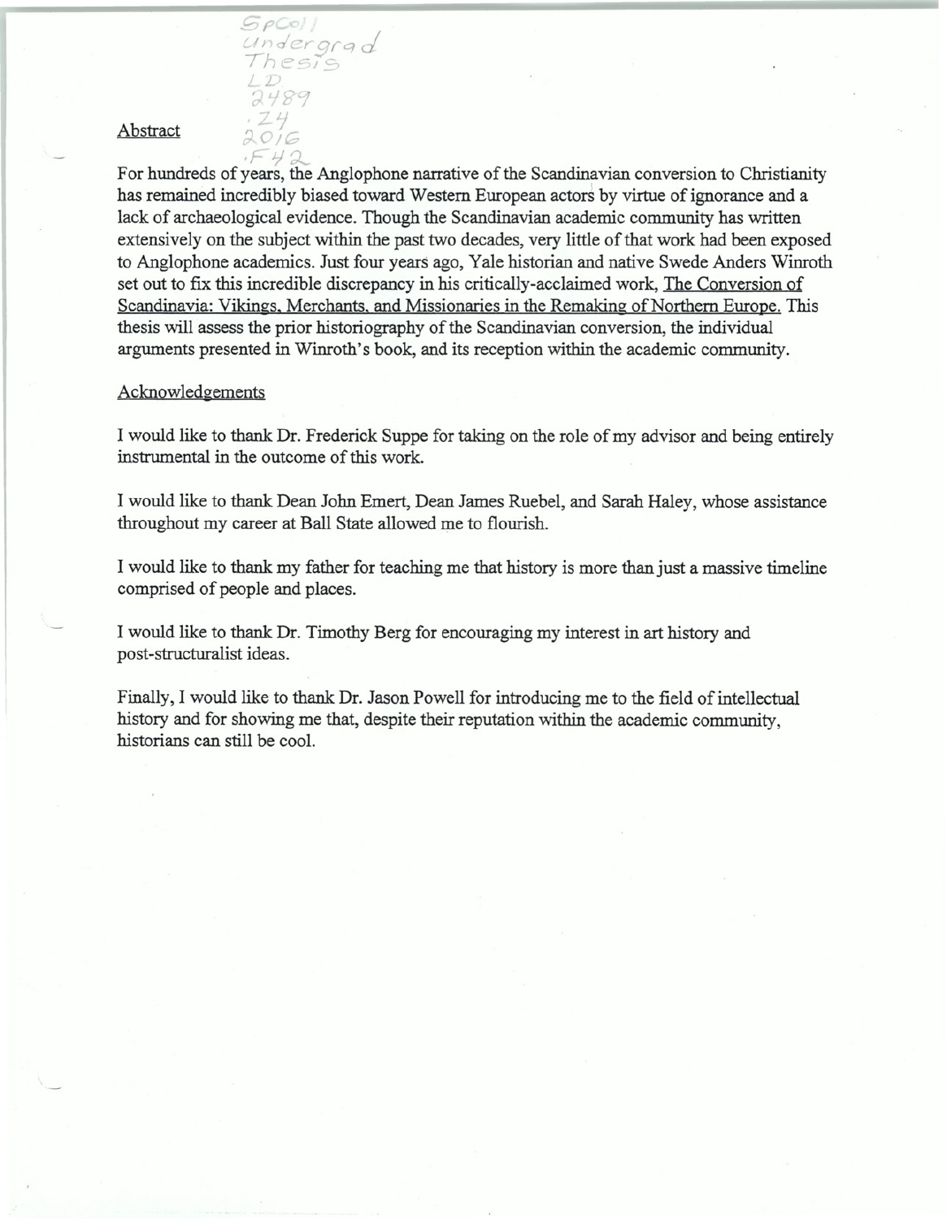SpColl
Undergrad
Thesis
LD
2489
.Z4
2016
.F42

Abstract

For hundreds of years, the Anglophone narrative of the Scandinavian conversion to Christianity has remained incredibly biased toward Western European actors by virtue of ignorance and a lack of archaeological evidence. Though the Scandinavian academic community has written extensively on the subject within the past two decades, very little of that work had been exposed to Anglophone academics. Just four years ago, Yale historian and native Swede Anders Winroth set out to fix this incredible discrepancy in his critically-acclaimed work, The Conversion of Scandinavia: Vikings, Merchants, and Missionaries in the Remaking of Northern Europe. This thesis will assess the prior historiography of the Scandinavian conversion, the individual arguments presented in Winroth's book, and its reception within the academic community.

Acknowledgements

I would like to thank Dr. Frederick Suppe for taking on the role of my advisor and being entirely instrumental in the outcome of this work.

I would like to thank Dean John Emert, Dean James Ruebel, and Sarah Haley, whose assistance throughout my career at Ball State allowed me to flourish.

I would like to thank my father for teaching me that history is more than just a massive timeline comprised of people and places.

I would like to thank Dr. Timothy Berg for encouraging my interest in art history and post-structuralist ideas.

Finally, I would like to thank Dr. Jason Powell for introducing me to the field of intellectual history and for showing me that, despite their reputation within the academic community, historians can still be cool.